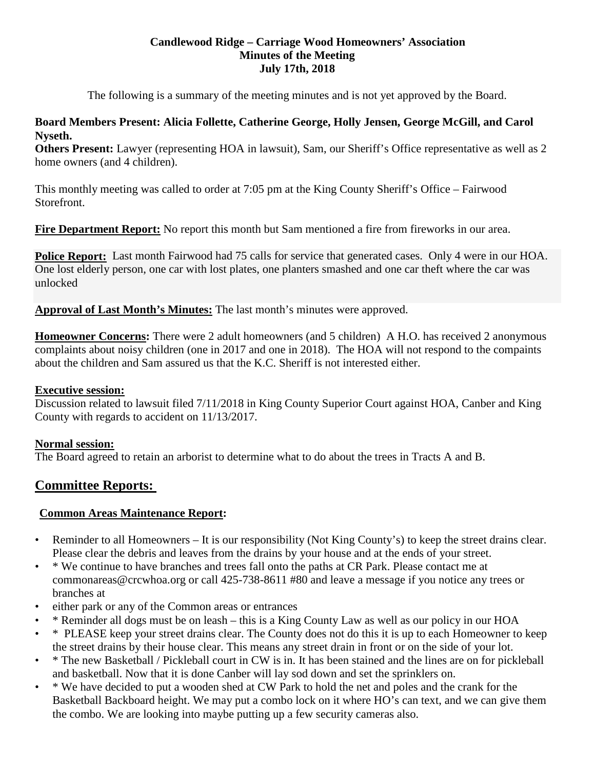**Candlewood Ridge – Carriage Wood Homeowners' Association**
**Minutes of the Meeting**
**July 17th, 2018**

The following is a summary of the meeting minutes and is not yet approved by the Board.

**Board Members Present: Alicia Follette, Catherine George, Holly Jensen, George McGill, and Carol Nyseth.**
**Others Present:** Lawyer (representing HOA in lawsuit), Sam, our Sheriff's Office representative as well as 2 home owners (and 4 children).

This monthly meeting was called to order at 7:05 pm at the King County Sheriff's Office – Fairwood Storefront.

**Fire Department Report:** No report this month but Sam mentioned a fire from fireworks in our area.

**Police Report:** Last month Fairwood had 75 calls for service that generated cases. Only 4 were in our HOA. One lost elderly person, one car with lost plates, one planters smashed and one car theft where the car was unlocked

**Approval of Last Month's Minutes:** The last month's minutes were approved.

**Homeowner Concerns:** There were 2 adult homeowners (and 5 children) A H.O. has received 2 anonymous complaints about noisy children (one in 2017 and one in 2018). The HOA will not respond to the compaints about the children and Sam assured us that the K.C. Sheriff is not interested either.

**Executive session:**
Discussion related to lawsuit filed 7/11/2018 in King County Superior Court against HOA, Canber and King County with regards to accident on 11/13/2017.

**Normal session:**
The Board agreed to retain an arborist to determine what to do about the trees in Tracts A and B.

## Committee Reports:

**Common Areas Maintenance Report:**

- Reminder to all Homeowners – It is our responsibility (Not King County's) to keep the street drains clear. Please clear the debris and leaves from the drains by your house and at the ends of your street.
- * We continue to have branches and trees fall onto the paths at CR Park. Please contact me at commonareas@crcwhoa.org or call 425-738-8611 #80 and leave a message if you notice any trees or branches at
- either park or any of the Common areas or entrances
- * Reminder all dogs must be on leash – this is a King County Law as well as our policy in our HOA
- * PLEASE keep your street drains clear. The County does not do this it is up to each Homeowner to keep the street drains by their house clear. This means any street drain in front or on the side of your lot.
- * The new Basketball / Pickleball court in CW is in. It has been stained and the lines are on for pickleball and basketball. Now that it is done Canber will lay sod down and set the sprinklers on.
- * We have decided to put a wooden shed at CW Park to hold the net and poles and the crank for the Basketball Backboard height. We may put a combo lock on it where HO's can text, and we can give them the combo. We are looking into maybe putting up a few security cameras also.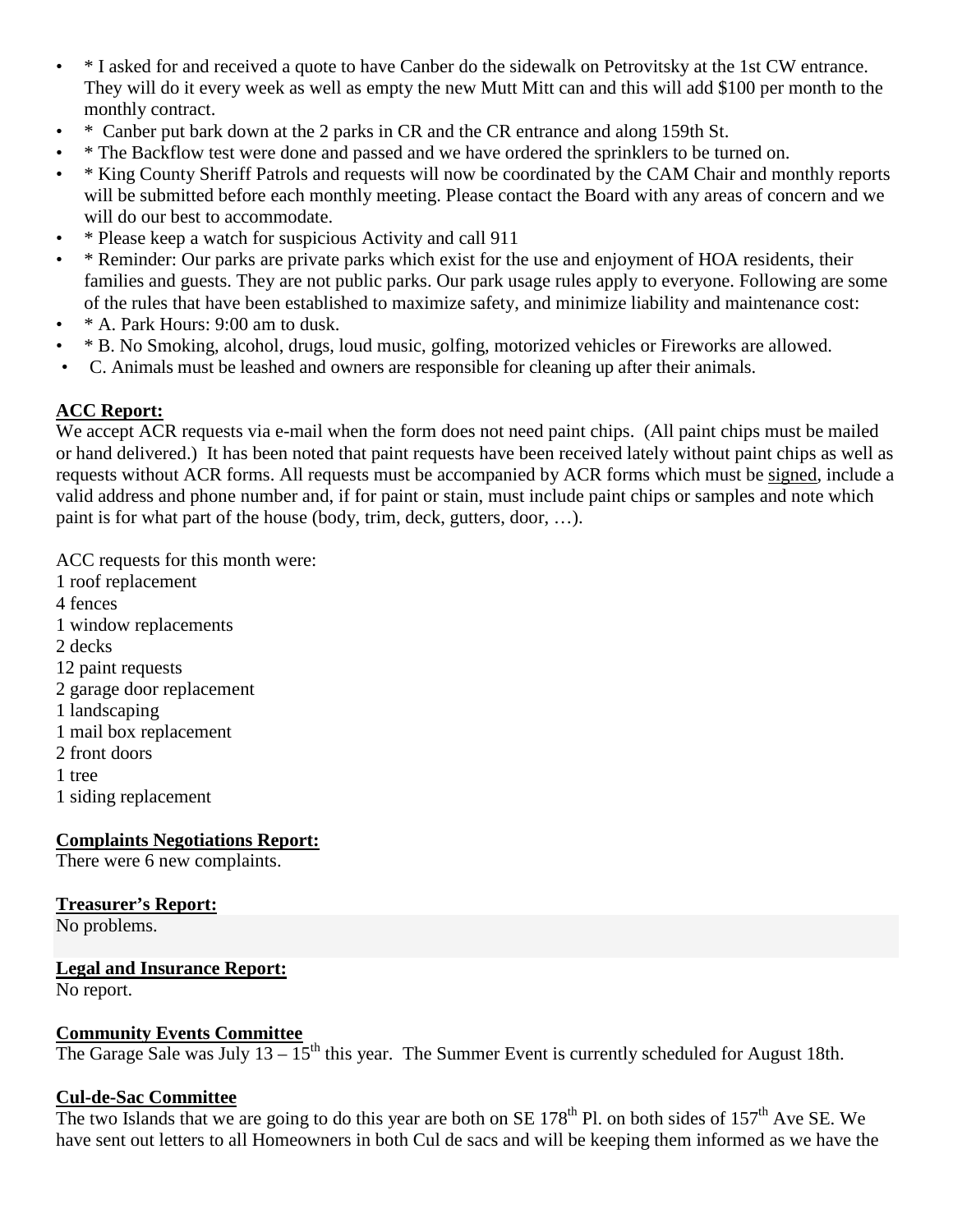- * I asked for and received a quote to have Canber do the sidewalk on Petrovitsky at the 1st CW entrance. They will do it every week as well as empty the new Mutt Mitt can and this will add $100 per month to the monthly contract.
- * Canber put bark down at the 2 parks in CR and the CR entrance and along 159th St.
- * The Backflow test were done and passed and we have ordered the sprinklers to be turned on.
- * King County Sheriff Patrols and requests will now be coordinated by the CAM Chair and monthly reports will be submitted before each monthly meeting. Please contact the Board with any areas of concern and we will do our best to accommodate.
- * Please keep a watch for suspicious Activity and call 911
- * Reminder: Our parks are private parks which exist for the use and enjoyment of HOA residents, their families and guests. They are not public parks. Our park usage rules apply to everyone. Following are some of the rules that have been established to maximize safety, and minimize liability and maintenance cost:
- * A. Park Hours: 9:00 am to dusk.
- * B. No Smoking, alcohol, drugs, loud music, golfing, motorized vehicles or Fireworks are allowed.
- C. Animals must be leashed and owners are responsible for cleaning up after their animals.

**ACC Report:**

We accept ACR requests via e-mail when the form does not need paint chips. (All paint chips must be mailed or hand delivered.) It has been noted that paint requests have been received lately without paint chips as well as requests without ACR forms. All requests must be accompanied by ACR forms which must be signed, include a valid address and phone number and, if for paint or stain, must include paint chips or samples and note which paint is for what part of the house (body, trim, deck, gutters, door, …).

ACC requests for this month were:
1 roof replacement
4 fences
1 window replacements
2 decks
12 paint requests
2 garage door replacement
1 landscaping
1 mail box replacement
2 front doors
1 tree
1 siding replacement

**Complaints Negotiations Report:**

There were 6 new complaints.

**Treasurer's Report:**

No problems.

**Legal and Insurance Report:**

No report.

**Community Events Committee**

The Garage Sale was July 13 – 15th this year. The Summer Event is currently scheduled for August 18th.

**Cul-de-Sac Committee**

The two Islands that we are going to do this year are both on SE 178th Pl. on both sides of 157th Ave SE. We have sent out letters to all Homeowners in both Cul de sacs and will be keeping them informed as we have the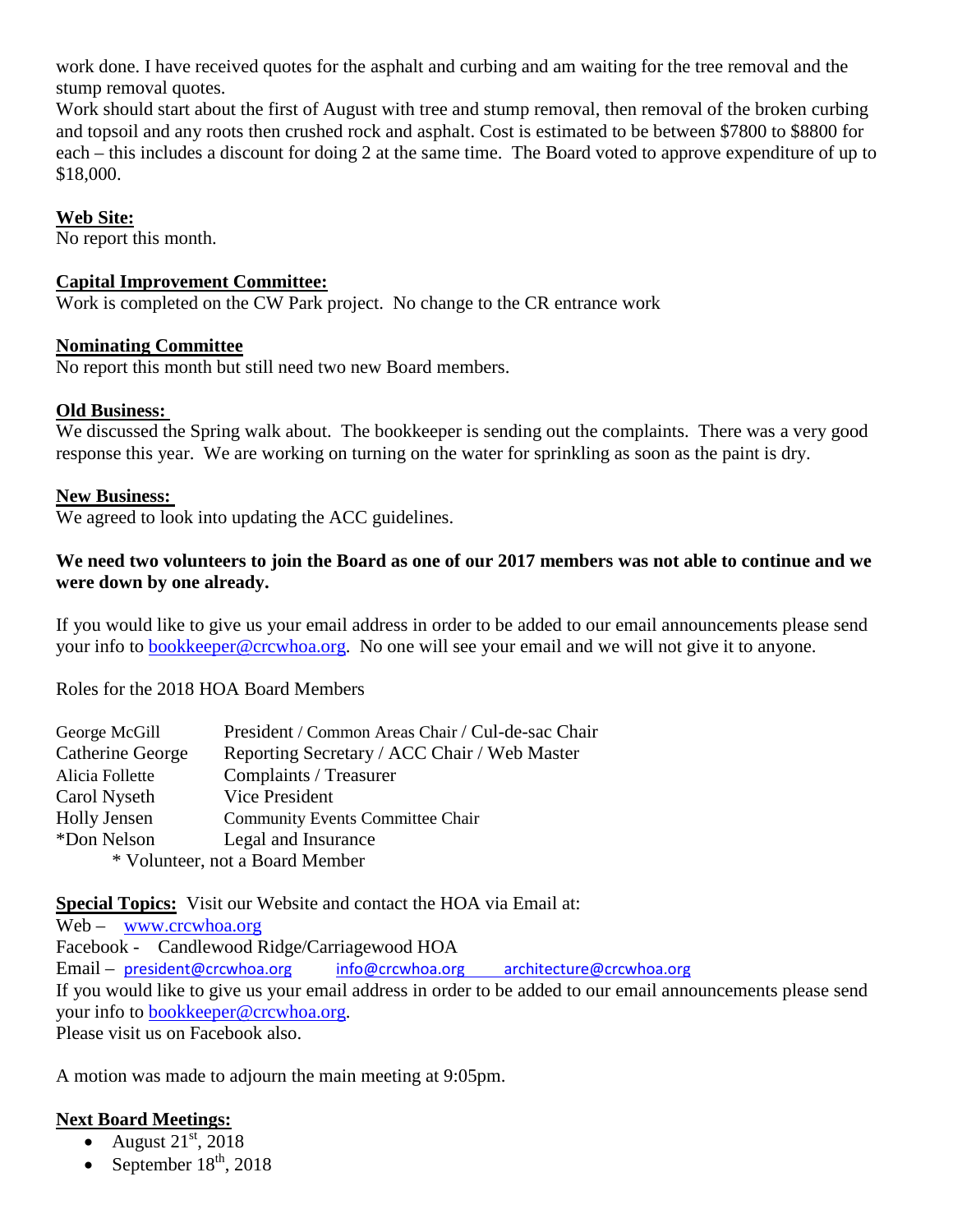work done. I have received quotes for the asphalt and curbing and am waiting for the tree removal and the stump removal quotes.
Work should start about the first of August with tree and stump removal, then removal of the broken curbing and topsoil and any roots then crushed rock and asphalt. Cost is estimated to be between $7800 to $8800 for each – this includes a discount for doing 2 at the same time. The Board voted to approve expenditure of up to $18,000.

**Web Site:**
No report this month.

**Capital Improvement Committee:**
Work is completed on the CW Park project. No change to the CR entrance work

**Nominating Committee**
No report this month but still need two new Board members.

**Old Business:**
We discussed the Spring walk about. The bookkeeper is sending out the complaints. There was a very good response this year. We are working on turning on the water for sprinkling as soon as the paint is dry.

**New Business:**
We agreed to look into updating the ACC guidelines.

**We need two volunteers to join the Board as one of our 2017 members was not able to continue and we were down by one already.**

If you would like to give us your email address in order to be added to our email announcements please send your info to bookkeeper@crcwhoa.org. No one will see your email and we will not give it to anyone.

Roles for the 2018 HOA Board Members

| | |
|---|---|
| George McGill | President / Common Areas Chair / Cul-de-sac Chair |
| Catherine George | Reporting Secretary / ACC Chair / Web Master |
| Alicia Follette | Complaints / Treasurer |
| Carol Nyseth | Vice President |
| Holly Jensen | Community Events Committee Chair |
| *Don Nelson | Legal and Insurance |

\* Volunteer, not a Board Member

**Special Topics:** Visit our Website and contact the HOA via Email at:
Web – www.crcwhoa.org
Facebook - Candlewood Ridge/Carriagewood HOA
Email – president@crcwhoa.org info@crcwhoa.org architecture@crcwhoa.org
If you would like to give us your email address in order to be added to our email announcements please send your info to bookkeeper@crcwhoa.org.
Please visit us on Facebook also.

A motion was made to adjourn the main meeting at 9:05pm.

**Next Board Meetings:**

- August 21st, 2018
- September 18th, 2018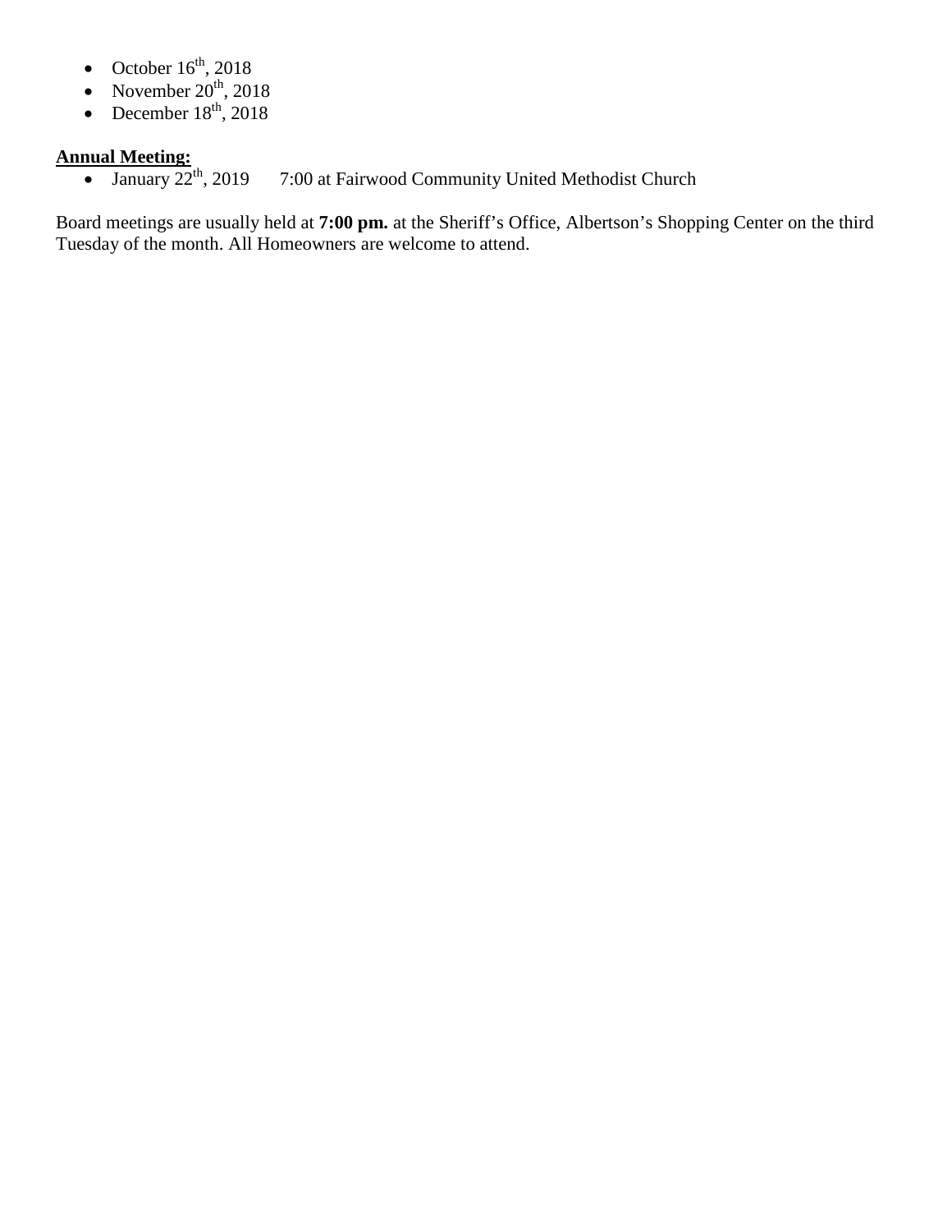- October 16th, 2018
- November 20th, 2018
- December 18th, 2018

**Annual Meeting:**

- January 22th, 2019 7:00 at Fairwood Community United Methodist Church

Board meetings are usually held at **7:00 pm.** at the Sheriff's Office, Albertson's Shopping Center on the third Tuesday of the month. All Homeowners are welcome to attend.